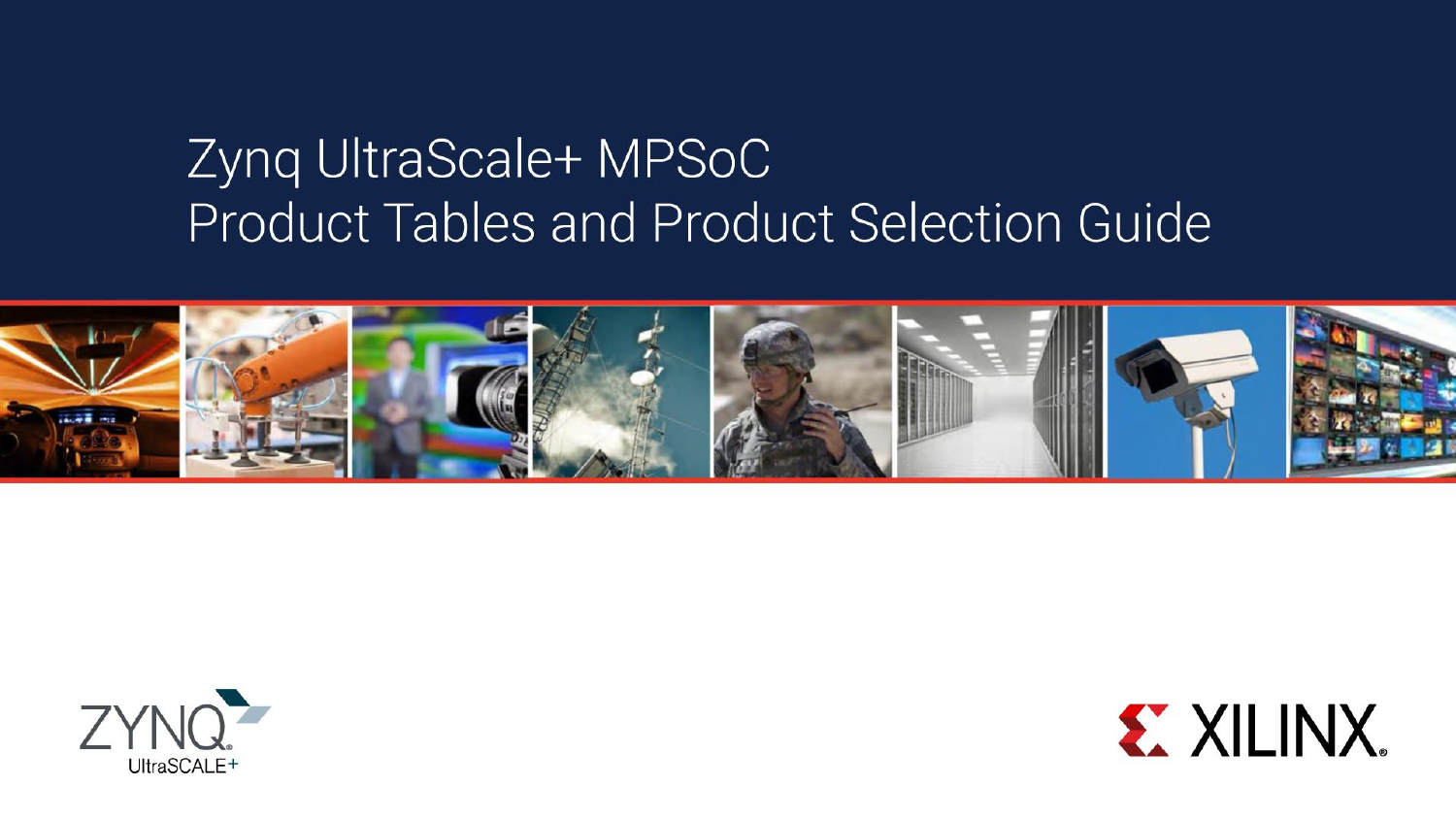# Zynq UltraScale+ MPSoC
# Product Tables and Product Selection Guide

ZYNQ UltraSCALE+

XILINX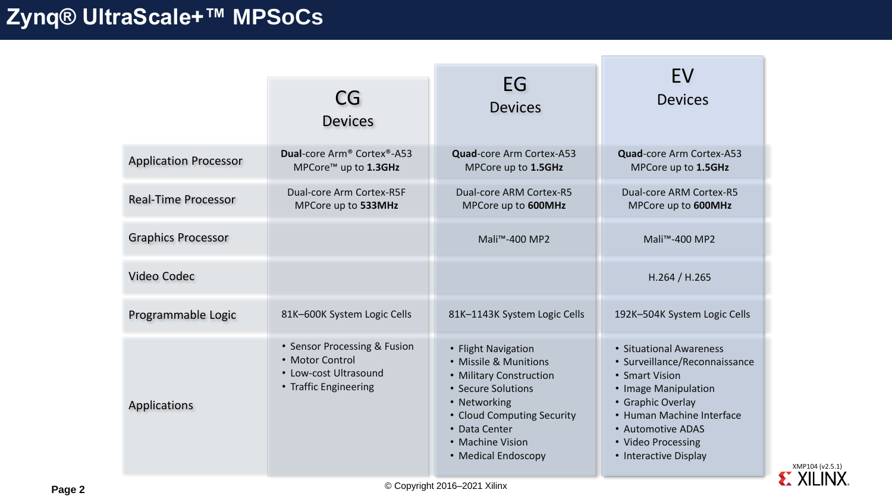# Zynq® UltraScale+™ MPSoCs

| | CG Devices | EG Devices | EV Devices |
|---|---|---|---|
| Application Processor | **Dual**-core Arm® Cortex®-A53 MPCore™ up to **1.3GHz** | **Quad**-core Arm Cortex-A53 MPCore up to **1.5GHz** | **Quad**-core Arm Cortex-A53 MPCore up to **1.5GHz** |
| Real-Time Processor | Dual-core Arm Cortex-R5F MPCore up to **533MHz** | Dual-core ARM Cortex-R5 MPCore up to **600MHz** | Dual-core ARM Cortex-R5 MPCore up to **600MHz** |
| Graphics Processor | | Mali™-400 MP2 | Mali™-400 MP2 |
| Video Codec | | | H.264 / H.265 |
| Programmable Logic | 81K–600K System Logic Cells | 81K–1143K System Logic Cells | 192K–504K System Logic Cells |
| Applications | • Sensor Processing & Fusion<br>• Motor Control<br>• Low-cost Ultrasound<br>• Traffic Engineering | • Flight Navigation<br>• Missile & Munitions<br>• Military Construction<br>• Secure Solutions<br>• Networking<br>• Cloud Computing Security<br>• Data Center<br>• Machine Vision<br>• Medical Endoscopy | • Situational Awareness<br>• Surveillance/Reconnaissance<br>• Smart Vision<br>• Image Manipulation<br>• Graphic Overlay<br>• Human Machine Interface<br>• Automotive ADAS<br>• Video Processing<br>• Interactive Display |

XMP104 (v2.5.1)

© Copyright 2016–2021 Xilinx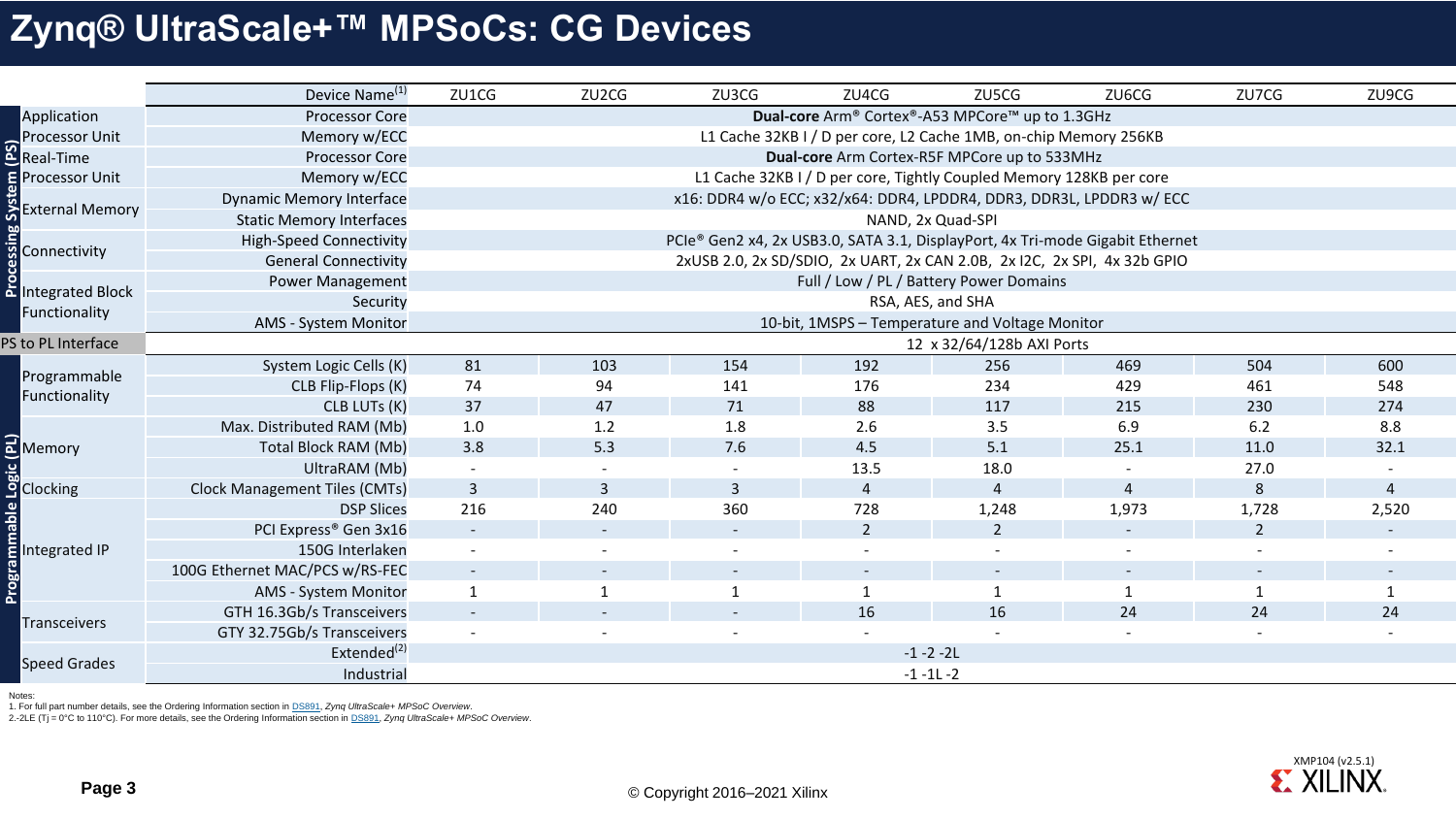# Zynq® UltraScale+™ MPSoCs: CG Devices

| | | Device Name[1] | ZU1CG | ZU2CG | ZU3CG | ZU4CG | ZU5CG | ZU6CG | ZU7CG | ZU9CG |
|---|---|---|---|---|---|---|---|---|---|---|
| Processing System (PS) | Application Processor Unit | Processor Core | **Dual-core** Arm® Cortex®-A53 MPCore™ up to 1.3GHz | | | | | | | |
| | | Memory w/ECC | L1 Cache 32KB I / D per core, L2 Cache 1MB, on-chip Memory 256KB | | | | | | | |
| | Real-Time Processor Unit | Processor Core | **Dual-core** Arm Cortex-R5F MPCore up to 533MHz | | | | | | | |
| | | Memory w/ECC | L1 Cache 32KB I / D per core, Tightly Coupled Memory 128KB per core | | | | | | | |
| | External Memory | Dynamic Memory Interface | x16: DDR4 w/o ECC; x32/x64: DDR4, LPDDR4, DDR3, DDR3L, LPDDR3 w/ ECC | | | | | | | |
| | | Static Memory Interfaces | NAND, 2x Quad-SPI | | | | | | | |
| | Connectivity | High-Speed Connectivity | PCIe® Gen2 x4, 2x USB3.0, SATA 3.1, DisplayPort, 4x Tri-mode Gigabit Ethernet | | | | | | | |
| | | General Connectivity | 2xUSB 2.0, 2x SD/SDIO, 2x UART, 2x CAN 2.0B, 2x I2C, 2x SPI, 4x 32b GPIO | | | | | | | |
| | Integrated Block Functionality | Power Management | Full / Low / PL / Battery Power Domains | | | | | | | |
| | | Security | RSA, AES, and SHA | | | | | | | |
| | | AMS - System Monitor | 10-bit, 1MSPS – Temperature and Voltage Monitor | | | | | | | |
| PS to PL Interface | | | 12 x 32/64/128b AXI Ports | | | | | | | |
| Programmable Logic (PL) | Programmable Functionality | System Logic Cells (K) | 81 | 103 | 154 | 192 | 256 | 469 | 504 | 600 |
| | | CLB Flip-Flops (K) | 74 | 94 | 141 | 176 | 234 | 429 | 461 | 548 |
| | | CLB LUTs (K) | 37 | 47 | 71 | 88 | 117 | 215 | 230 | 274 |
| | Memory | Max. Distributed RAM (Mb) | 1.0 | 1.2 | 1.8 | 2.6 | 3.5 | 6.9 | 6.2 | 8.8 |
| | | Total Block RAM (Mb) | 3.8 | 5.3 | 7.6 | 4.5 | 5.1 | 25.1 | 11.0 | 32.1 |
| | | UltraRAM (Mb) | - | - | - | 13.5 | 18.0 | - | 27.0 | - |
| | Clocking | Clock Management Tiles (CMTs) | 3 | 3 | 3 | 4 | 4 | 4 | 8 | 4 |
| | Integrated IP | DSP Slices | 216 | 240 | 360 | 728 | 1,248 | 1,973 | 1,728 | 2,520 |
| | | PCI Express® Gen 3x16 | - | - | - | 2 | 2 | - | 2 | - |
| | | 150G Interlaken | - | - | - | - | - | - | - | - |
| | | 100G Ethernet MAC/PCS w/RS-FEC | - | - | - | - | - | - | - | - |
| | | AMS - System Monitor | 1 | 1 | 1 | 1 | 1 | 1 | 1 | 1 |
| | Transceivers | GTH 16.3Gb/s Transceivers | - | - | - | 16 | 16 | 24 | 24 | 24 |
| | | GTY 32.75Gb/s Transceivers | - | - | - | - | - | - | - | - |
| | Speed Grades | Extended[2] | -1 -2 -2L | | | | | | | |
| | | Industrial | -1 -1L -2 | | | | | | | |

Notes:
1. For full part number details, see the Ordering Information section in DS891, *Zynq UltraScale+ MPSoC Overview*.
2. -2LE (Tj = 0°C to 110°C). For more details, see the Ordering Information section in DS891, *Zynq UltraScale+ MPSoC Overview*.

XMP104 (v2.5.1)

© Copyright 2016–2021 Xilinx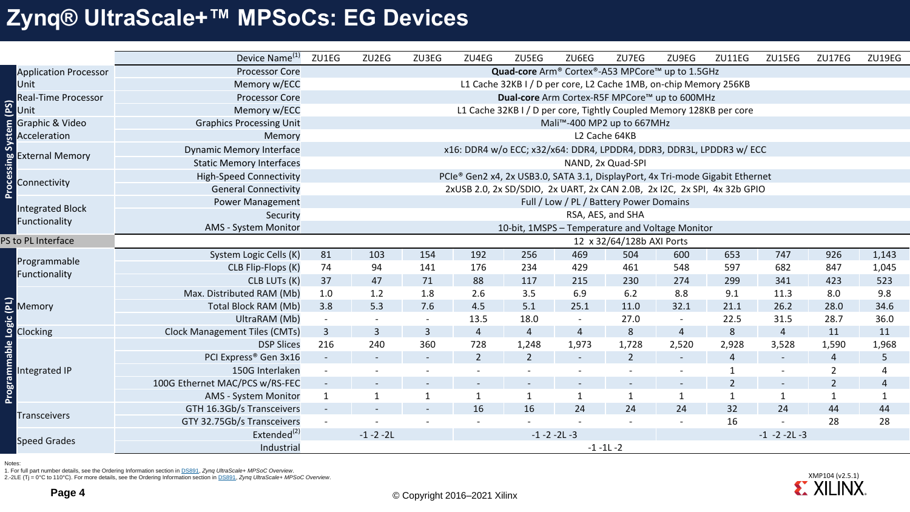# Zynq® UltraScale+™ MPSoCs: EG Devices

| | | Device Name[1] | ZU1EG | ZU2EG | ZU3EG | ZU4EG | ZU5EG | ZU6EG | ZU7EG | ZU9EG | ZU11EG | ZU15EG | ZU17EG | ZU19EG |
|---|---|---|---|---|---|---|---|---|---|---|---|---|---|---|
| Processing System (PS) | Application Processor Unit | Processor Core | **Quad-core** Arm® Cortex®-A53 MPCore™ up to 1.5GHz | | | | | | | | | | | |
| | | Memory w/ECC | L1 Cache 32KB I / D per core, L2 Cache 1MB, on-chip Memory 256KB | | | | | | | | | | | |
| | Real-Time Processor Unit | Processor Core | **Dual-core** Arm Cortex-R5F MPCore™ up to 600MHz | | | | | | | | | | | |
| | | Memory w/ECC | L1 Cache 32KB I / D per core, Tightly Coupled Memory 128KB per core | | | | | | | | | | | |
| | Graphic & Video Acceleration | Graphics Processing Unit | Mali™-400 MP2 up to 667MHz | | | | | | | | | | | |
| | | Memory | L2 Cache 64KB | | | | | | | | | | | |
| | External Memory | Dynamic Memory Interface | x16: DDR4 w/o ECC; x32/x64: DDR4, LPDDR4, DDR3, DDR3L, LPDDR3 w/ ECC | | | | | | | | | | | |
| | | Static Memory Interfaces | NAND, 2x Quad-SPI | | | | | | | | | | | |
| | Connectivity | High-Speed Connectivity | PCIe® Gen2 x4, 2x USB3.0, SATA 3.1, DisplayPort, 4x Tri-mode Gigabit Ethernet | | | | | | | | | | | |
| | | General Connectivity | 2xUSB 2.0, 2x SD/SDIO, 2x UART, 2x CAN 2.0B, 2x I2C, 2x SPI, 4x 32b GPIO | | | | | | | | | | | |
| | Integrated Block Functionality | Power Management | Full / Low / PL / Battery Power Domains | | | | | | | | | | | |
| | | Security | RSA, AES, and SHA | | | | | | | | | | | |
| | | AMS - System Monitor | 10-bit, 1MSPS – Temperature and Voltage Monitor | | | | | | | | | | | |
| PS to PL Interface | | | 12 x 32/64/128b AXI Ports | | | | | | | | | | | |
| Programmable Logic (PL) | Programmable Functionality | System Logic Cells (K) | 81 | 103 | 154 | 192 | 256 | 469 | 504 | 600 | 653 | 747 | 926 | 1,143 |
| | | CLB Flip-Flops (K) | 74 | 94 | 141 | 176 | 234 | 429 | 461 | 548 | 597 | 682 | 847 | 1,045 |
| | | CLB LUTs (K) | 37 | 47 | 71 | 88 | 117 | 215 | 230 | 274 | 299 | 341 | 423 | 523 |
| | Memory | Max. Distributed RAM (Mb) | 1.0 | 1.2 | 1.8 | 2.6 | 3.5 | 6.9 | 6.2 | 8.8 | 9.1 | 11.3 | 8.0 | 9.8 |
| | | Total Block RAM (Mb) | 3.8 | 5.3 | 7.6 | 4.5 | 5.1 | 25.1 | 11.0 | 32.1 | 21.1 | 26.2 | 28.0 | 34.6 |
| | | UltraRAM (Mb) | - | - | - | 13.5 | 18.0 | - | 27.0 | - | 22.5 | 31.5 | 28.7 | 36.0 |
| | Clocking | Clock Management Tiles (CMTs) | 3 | 3 | 3 | 4 | 4 | 4 | 8 | 4 | 8 | 4 | 11 | 11 |
| | Integrated IP | DSP Slices | 216 | 240 | 360 | 728 | 1,248 | 1,973 | 1,728 | 2,520 | 2,928 | 3,528 | 1,590 | 1,968 |
| | | PCI Express® Gen 3x16 | - | - | - | 2 | 2 | - | 2 | - | 4 | - | 4 | 5 |
| | | 150G Interlaken | - | - | - | - | - | - | - | - | 1 | - | 2 | 4 |
| | | 100G Ethernet MAC/PCS w/RS-FEC | - | - | - | - | - | - | - | - | 2 | - | 2 | 4 |
| | | AMS - System Monitor | 1 | 1 | 1 | 1 | 1 | 1 | 1 | 1 | 1 | 1 | 1 | 1 |
| | Transceivers | GTH 16.3Gb/s Transceivers | - | - | - | 16 | 16 | 24 | 24 | 24 | 32 | 24 | 44 | 44 |
| | | GTY 32.75Gb/s Transceivers | - | - | - | - | - | - | - | - | 16 | - | 28 | 28 |
| | Speed Grades | Extended[2] | -1 -2 -2L | | | -1 -2 -2L -3 | | | | -1 -2 -2L -3 | | | | |
| | | Industrial | -1 -1L -2 | | | | | | | | | | | |

Notes:
1. For full part number details, see the Ordering Information section in DS891, *Zynq UltraScale+ MPSoC Overview*.
2. -2LE (Tj = 0°C to 110°C). For more details, see the Ordering Information section in DS891, *Zynq UltraScale+ MPSoC Overview*.

XMP104 (v2.5.1)

© Copyright 2016–2021 Xilinx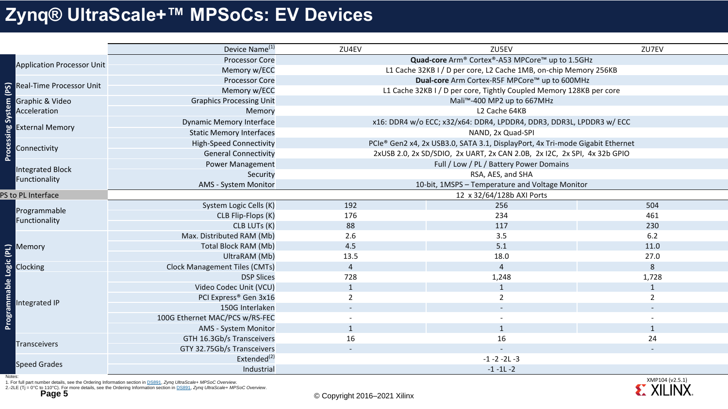# Zynq® UltraScale+™ MPSoCs: EV Devices

| | | Device Name[1] | ZU4EV | ZU5EV | ZU7EV |
|---|---|---|---|---|---|
| Processing System (PS) | Application Processor Unit | Processor Core | **Quad-core** Arm® Cortex®-A53 MPCore™ up to 1.5GHz | | |
| | | Memory w/ECC | L1 Cache 32KB I / D per core, L2 Cache 1MB, on-chip Memory 256KB | | |
| | Real-Time Processor Unit | Processor Core | **Dual-core** Arm Cortex-R5F MPCore™ up to 600MHz | | |
| | | Memory w/ECC | L1 Cache 32KB I / D per core, Tightly Coupled Memory 128KB per core | | |
| | Graphic & Video Acceleration | Graphics Processing Unit | Mali™-400 MP2 up to 667MHz | | |
| | | Memory | L2 Cache 64KB | | |
| | External Memory | Dynamic Memory Interface | x16: DDR4 w/o ECC; x32/x64: DDR4, LPDDR4, DDR3, DDR3L, LPDDR3 w/ ECC | | |
| | | Static Memory Interfaces | NAND, 2x Quad-SPI | | |
| | Connectivity | High-Speed Connectivity | PCIe® Gen2 x4, 2x USB3.0, SATA 3.1, DisplayPort, 4x Tri-mode Gigabit Ethernet | | |
| | | General Connectivity | 2xUSB 2.0, 2x SD/SDIO, 2x UART, 2x CAN 2.0B, 2x I2C, 2x SPI, 4x 32b GPIO | | |
| | Integrated Block Functionality | Power Management | Full / Low / PL / Battery Power Domains | | |
| | | Security | RSA, AES, and SHA | | |
| | | AMS - System Monitor | 10-bit, 1MSPS – Temperature and Voltage Monitor | | |
| PS to PL Interface | | | 12 x 32/64/128b AXI Ports | | |
| Programmable Logic (PL) | Programmable Functionality | System Logic Cells (K) | 192 | 256 | 504 |
| | | CLB Flip-Flops (K) | 176 | 234 | 461 |
| | | CLB LUTs (K) | 88 | 117 | 230 |
| | Memory | Max. Distributed RAM (Mb) | 2.6 | 3.5 | 6.2 |
| | | Total Block RAM (Mb) | 4.5 | 5.1 | 11.0 |
| | | UltraRAM (Mb) | 13.5 | 18.0 | 27.0 |
| | Clocking | Clock Management Tiles (CMTs) | 4 | 4 | 8 |
| | Integrated IP | DSP Slices | 728 | 1,248 | 1,728 |
| | | Video Codec Unit (VCU) | 1 | 1 | 1 |
| | | PCI Express® Gen 3x16 | 2 | 2 | 2 |
| | | 150G Interlaken | - | - | - |
| | | 100G Ethernet MAC/PCS w/RS-FEC | - | - | - |
| | | AMS - System Monitor | 1 | 1 | 1 |
| | Transceivers | GTH 16.3Gb/s Transceivers | 16 | 16 | 24 |
| | | GTY 32.75Gb/s Transceivers | - | - | - |
| | Speed Grades | Extended[2] | -1 -2 -2L -3 | | |
| | | Industrial | -1 -1L -2 | | |

Notes:
1. For full part number details, see the Ordering Information section in DS891, *Zynq UltraScale+ MPSoC Overview*.
2. -2LE (Tj = 0°C to 110°C). For more details, see the Ordering Information section in DS891, *Zynq UltraScale+ MPSoC Overview*.

XMP104 (v2.5.1)

© Copyright 2016–2021 Xilinx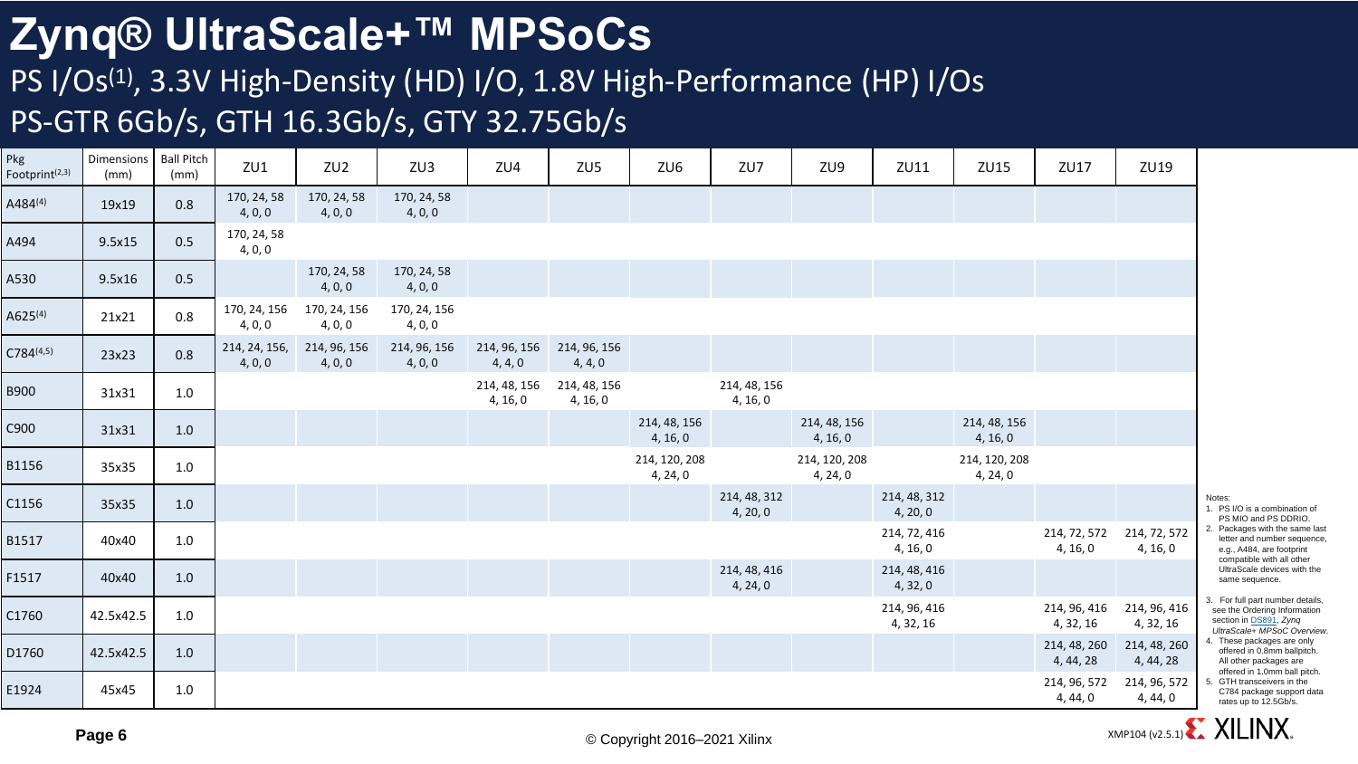# Zynq® UltraScale+™ MPSoCs

## PS I/Os[1], 3.3V High-Density (HD) I/O, 1.8V High-Performance (HP) I/Os
## PS-GTR 6Gb/s, GTH 16.3Gb/s, GTY 32.75Gb/s

| Pkg Footprint[2,3] | Dimensions (mm) | Ball Pitch (mm) | ZU1 | ZU2 | ZU3 | ZU4 | ZU5 | ZU6 | ZU7 | ZU9 | ZU11 | ZU15 | ZU17 | ZU19 |
|---|---|---|---|---|---|---|---|---|---|---|---|---|---|---|
| A484[4] | 19x19 | 0.8 | 170, 24, 58 4, 0, 0 | 170, 24, 58 4, 0, 0 | 170, 24, 58 4, 0, 0 | | | | | | | | | |
| A494 | 9.5x15 | 0.5 | 170, 24, 58 4, 0, 0 | | | | | | | | | | | |
| A530 | 9.5x16 | 0.5 | | 170, 24, 58 4, 0, 0 | 170, 24, 58 4, 0, 0 | | | | | | | | | |
| A625[4] | 21x21 | 0.8 | 170, 24, 156 4, 0, 0 | 170, 24, 156 4, 0, 0 | 170, 24, 156 4, 0, 0 | | | | | | | | | |
| C784[4,5] | 23x23 | 0.8 | 214, 24, 156, 4, 0, 0 | 214, 96, 156 4, 0, 0 | 214, 96, 156 4, 0, 0 | 214, 96, 156 4, 4, 0 | 214, 96, 156 4, 4, 0 | | | | | | | |
| B900 | 31x31 | 1.0 | | | | 214, 48, 156 4, 16, 0 | 214, 48, 156 4, 16, 0 | | 214, 48, 156 4, 16, 0 | | | | | |
| C900 | 31x31 | 1.0 | | | | | | 214, 48, 156 4, 16, 0 | | 214, 48, 156 4, 16, 0 | | 214, 48, 156 4, 16, 0 | | |
| B1156 | 35x35 | 1.0 | | | | | | 214, 120, 208 4, 24, 0 | | 214, 120, 208 4, 24, 0 | | 214, 120, 208 4, 24, 0 | | |
| C1156 | 35x35 | 1.0 | | | | | | | 214, 48, 312 4, 20, 0 | | 214, 48, 312 4, 20, 0 | | | |
| B1517 | 40x40 | 1.0 | | | | | | | | | 214, 72, 416 4, 16, 0 | | 214, 72, 572 4, 16, 0 | 214, 72, 572 4, 16, 0 |
| F1517 | 40x40 | 1.0 | | | | | | | 214, 48, 416 4, 24, 0 | | 214, 48, 416 4, 32, 0 | | | |
| C1760 | 42.5x42.5 | 1.0 | | | | | | | | | 214, 96, 416 4, 32, 16 | | 214, 96, 416 4, 32, 16 | 214, 96, 416 4, 32, 16 |
| D1760 | 42.5x42.5 | 1.0 | | | | | | | | | | | 214, 48, 260 4, 44, 28 | 214, 48, 260 4, 44, 28 |
| E1924 | 45x45 | 1.0 | | | | | | | | | | | 214, 96, 572 4, 44, 0 | 214, 96, 572 4, 44, 0 |

Notes:
1. PS I/O is a combination of PS MIO and PS DDRIO.
2. Packages with the same last letter and number sequence, e.g., A484, are footprint compatible with all other UltraScale devices with the same sequence.
3. For full part number details, see the Ordering Information section in DS891, *Zynq UltraScale+ MPSoC Overview*.
4. These packages are only offered in 0.8mm ballpitch. All other packages are offered in 1.0mm ball pitch.
5. GTH transceivers in the C784 package support data rates up to 12.5Gb/s.

© Copyright 2016–2021 Xilinx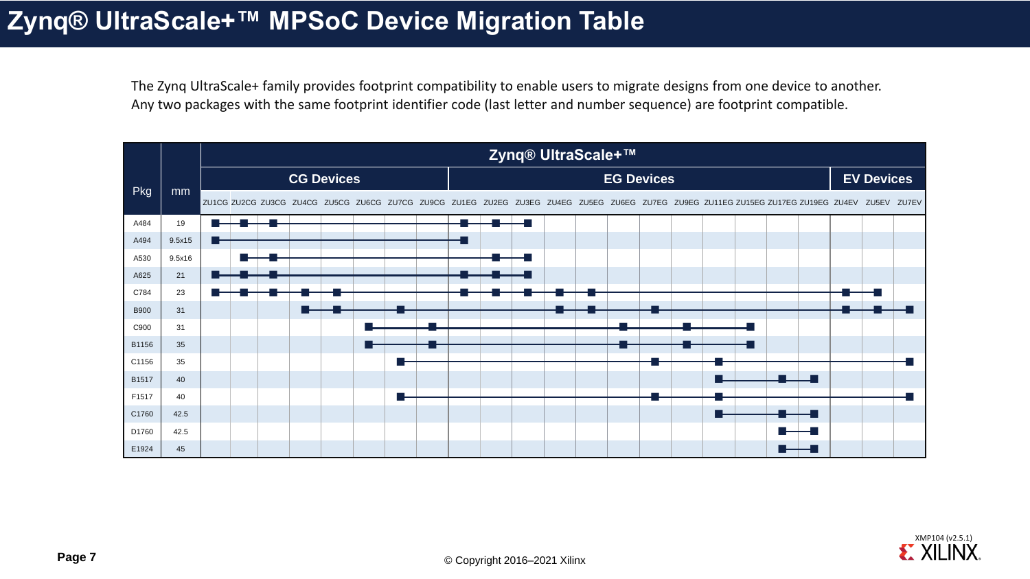# Zynq® UltraScale+™ MPSoC Device Migration Table

The Zynq UltraScale+ family provides footprint compatibility to enable users to migrate designs from one device to another. Any two packages with the same footprint identifier code (last letter and number sequence) are footprint compatible.

| Pkg | mm | Zynq® UltraScale+™ | | | | | | | | | | | | | | | | | | | | | | |
|---|---|---|---|---|---|---|---|---|---|---|---|---|---|---|---|---|---|---|---|---|---|---|---|---|
| | | CG Devices | | | | | | | | EG Devices | | | | | | | | | | | | EV Devices | | |
| | | ZU1CG | ZU2CG | ZU3CG | ZU4CG | ZU5CG | ZU6CG | ZU7CG | ZU9CG | ZU1EG | ZU2EG | ZU3EG | ZU4EG | ZU5EG | ZU6EG | ZU7EG | ZU9EG | ZU11EG | ZU15EG | ZU17EG | ZU19EG | ZU4EV | ZU5EV | ZU7EV |
| A484 | 19 | ■ | ■ | ■ | | | | | | ■ | ■ | ■ | | | | | | | | | | | | |
| A494 | 9.5x15 | ■ | | | | | | | | ■ | | | | | | | | | | | | | | |
| A530 | 9.5x16 | | ■ | ■ | | | | | | | ■ | ■ | | | | | | | | | | | | |
| A625 | 21 | ■ | ■ | ■ | | | | | | ■ | ■ | ■ | | | | | | | | | | | | |
| C784 | 23 | ■ | ■ | ■ | ■ | ■ | | | | ■ | ■ | ■ | ■ | ■ | | | | | | | | ■ | ■ | |
| B900 | 31 | | | | ■ | ■ | | ■ | | | | | ■ | ■ | | ■ | | | | | | ■ | ■ | ■ |
| C900 | 31 | | | | | | ■ | | ■ | | | | | | ■ | | ■ | | ■ | | | | | |
| B1156 | 35 | | | | | | ■ | | ■ | | | | | | ■ | | ■ | | ■ | | | | | |
| C1156 | 35 | | | | | | | ■ | | | | | | | | ■ | | ■ | | | | | | ■ |
| B1517 | 40 | | | | | | | | | | | | | | | | | ■ | | ■ | ■ | | | |
| F1517 | 40 | | | | | | | ■ | | | | | | | | ■ | | ■ | | | | | | ■ |
| C1760 | 42.5 | | | | | | | | | | | | | | | | | ■ | | ■ | ■ | | | |
| D1760 | 42.5 | | | | | | | | | | | | | | | | | | | ■ | ■ | | | |
| E1924 | 45 | | | | | | | | | | | | | | | | | | | ■ | ■ | | | |

XMP104 (v2.5.1)

© Copyright 2016–2021 Xilinx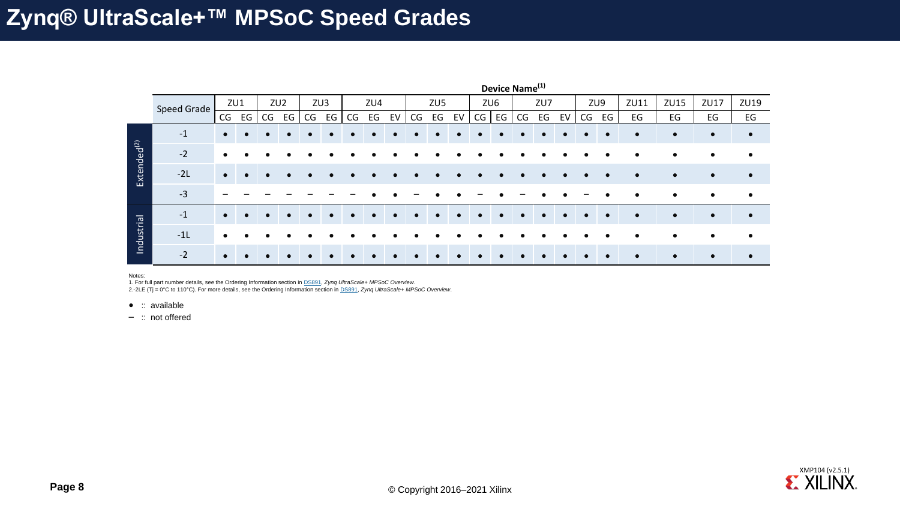# Zynq® UltraScale+™ MPSoC Speed Grades

| | Speed Grade | Device Name(1) | | | | | | | | | | | | | | | | | | | | | | | |
|---|---|---|---|---|---|---|---|---|---|---|---|---|---|---|---|---|---|---|---|---|---|---|---|---|---|
| | | ZU1 | | ZU2 | | ZU3 | | ZU4 | | | ZU5 | | | ZU6 | | ZU7 | | | ZU9 | | ZU11 | ZU15 | ZU17 | ZU19 |
| | | CG | EG | CG | EG | CG | EG | CG | EG | EV | CG | EG | EV | CG | EG | CG | EG | EV | CG | EG | EG | EG | EG | EG |
| Extended(2) | -1 | ● | ● | ● | ● | ● | ● | ● | ● | ● | ● | ● | ● | ● | ● | ● | ● | ● | ● | ● | ● | ● | ● | ● |
| | -2 | ● | ● | ● | ● | ● | ● | ● | ● | ● | ● | ● | ● | ● | ● | ● | ● | ● | ● | ● | ● | ● | ● | ● |
| | -2L | ● | ● | ● | ● | ● | ● | ● | ● | ● | ● | ● | ● | ● | ● | ● | ● | ● | ● | ● | ● | ● | ● | ● |
| | -3 | – | – | – | – | – | – | – | ● | ● | – | ● | ● | – | ● | – | ● | ● | – | ● | ● | ● | ● | ● |
| Industrial | -1 | ● | ● | ● | ● | ● | ● | ● | ● | ● | ● | ● | ● | ● | ● | ● | ● | ● | ● | ● | ● | ● | ● | ● |
| | -1L | ● | ● | ● | ● | ● | ● | ● | ● | ● | ● | ● | ● | ● | ● | ● | ● | ● | ● | ● | ● | ● | ● | ● |
| | -2 | ● | ● | ● | ● | ● | ● | ● | ● | ● | ● | ● | ● | ● | ● | ● | ● | ● | ● | ● | ● | ● | ● | ● |

Notes:
1. For full part number details, see the Ordering Information section in DS891, *Zynq UltraScale+ MPSoC Overview*.
2. -2LE (Tj = 0°C to 110°C). For more details, see the Ordering Information section in DS891, *Zynq UltraScale+ MPSoC Overview*.

● :: available
– :: not offered

XMP104 (v2.5.1)

© Copyright 2016–2021 Xilinx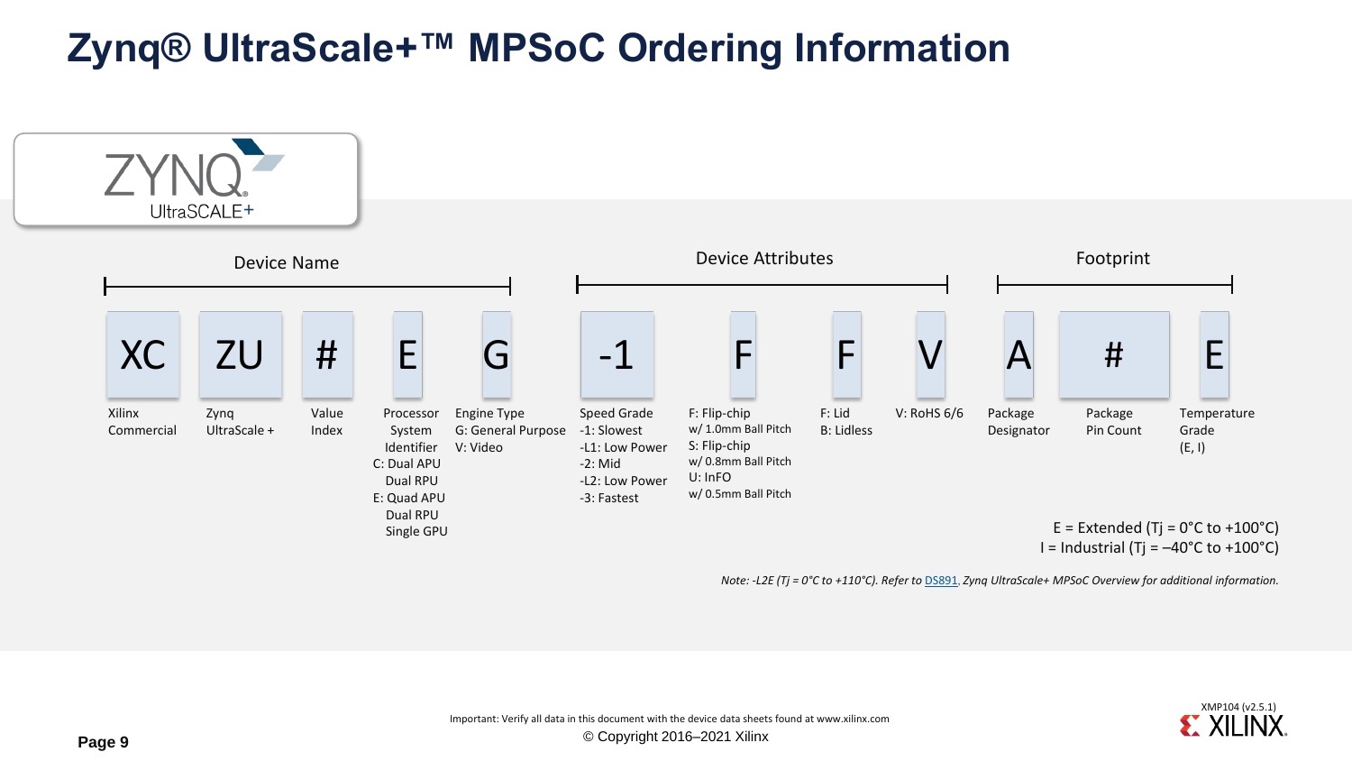# Zynq® UltraScale+™ MPSoC Ordering Information

| Device Name | | | | | Device Attributes | | | | Footprint | | |
|---|---|---|---|---|---|---|---|---|---|---|---|
| XC | ZU | # | E | G | -1 | F | F | V | A | # | E |
| Xilinx Commercial | Zynq UltraScale + | Value Index | Processor System Identifier<br>C: Dual APU Dual RPU<br>E: Quad APU Dual RPU Single GPU | Engine Type<br>G: General Purpose<br>V: Video | Speed Grade<br>-1: Slowest<br>-L1: Low Power<br>-2: Mid<br>-L2: Low Power<br>-3: Fastest | F: Flip-chip w/ 1.0mm Ball Pitch<br>S: Flip-chip w/ 0.8mm Ball Pitch<br>U: InFO w/ 0.5mm Ball Pitch | F: Lid<br>B: Lidless | V: RoHS 6/6 | Package Designator | Package Pin Count | Temperature Grade (E, I) |

E = Extended (Tj = 0°C to +100°C)
I = Industrial (Tj = –40°C to +100°C)

*Note: -L2E (Tj = 0°C to +110°C). Refer to DS891, Zynq UltraScale+ MPSoC Overview for additional information.*

Important: Verify all data in this document with the device data sheets found at www.xilinx.com

© Copyright 2016–2021 Xilinx

XMP104 (v2.5.1)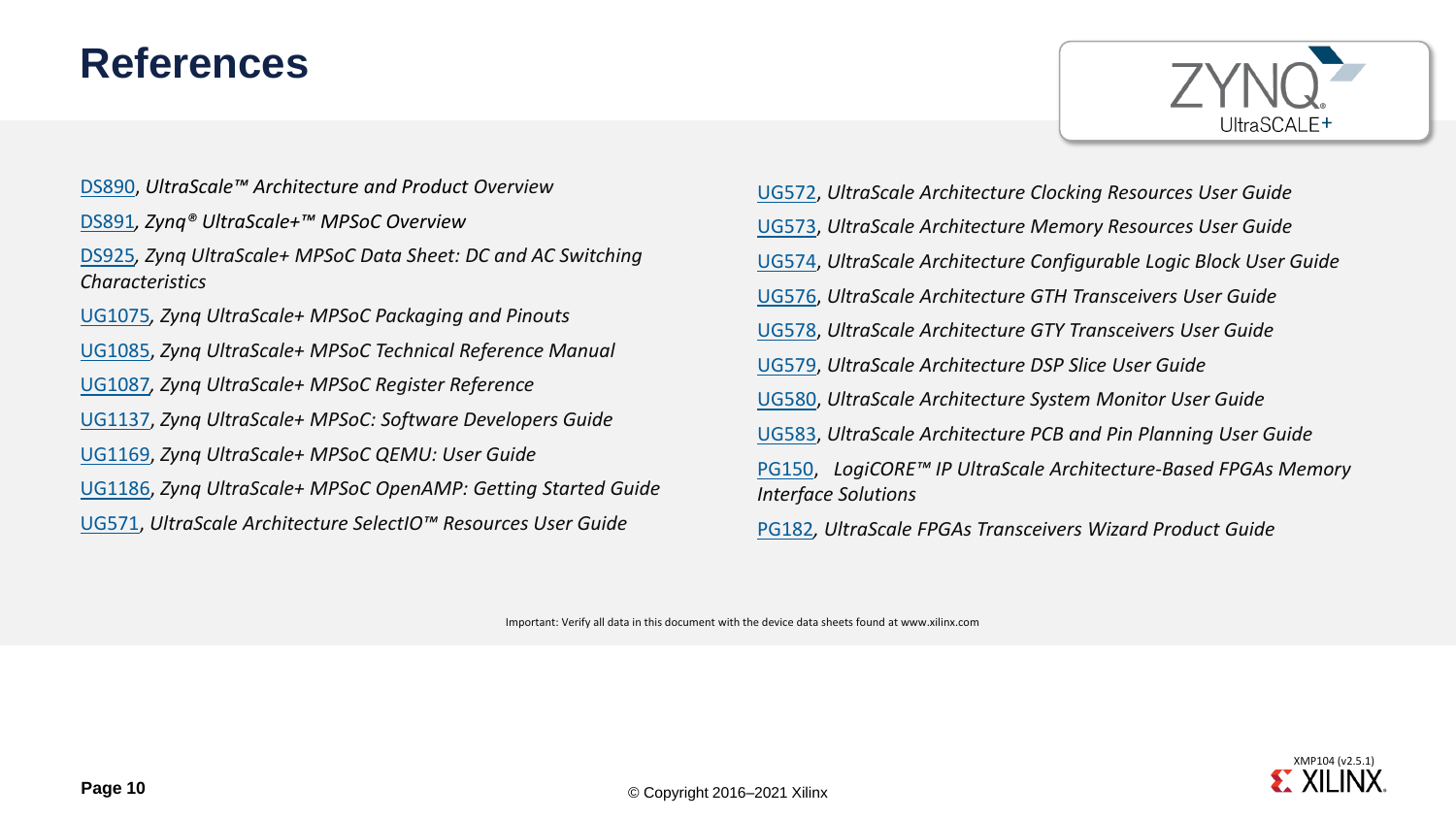# References

DS890, *UltraScale™ Architecture and Product Overview*

DS891, *Zynq® UltraScale+™ MPSoC Overview*

DS925, *Zynq UltraScale+ MPSoC Data Sheet: DC and AC Switching Characteristics*

UG1075*, Zynq UltraScale+ MPSoC Packaging and Pinouts*

UG1085, *Zynq UltraScale+ MPSoC Technical Reference Manual*

UG1087*, Zynq UltraScale+ MPSoC Register Reference*

UG1137, *Zynq UltraScale+ MPSoC: Software Developers Guide*

UG1169, *Zynq UltraScale+ MPSoC QEMU: User Guide*

UG1186, *Zynq UltraScale+ MPSoC OpenAMP: Getting Started Guide*

UG571, *UltraScale Architecture SelectIO™ Resources User Guide*

UG572, *UltraScale Architecture Clocking Resources User Guide*

UG573, *UltraScale Architecture Memory Resources User Guide*

UG574, *UltraScale Architecture Configurable Logic Block User Guide*

UG576, *UltraScale Architecture GTH Transceivers User Guide*

UG578, *UltraScale Architecture GTY Transceivers User Guide*

UG579, *UltraScale Architecture DSP Slice User Guide*

UG580, *UltraScale Architecture System Monitor User Guide*

UG583, *UltraScale Architecture PCB and Pin Planning User Guide*

PG150, *LogiCORE™ IP UltraScale Architecture-Based FPGAs Memory Interface Solutions*

PG182*, UltraScale FPGAs Transceivers Wizard Product Guide*

Important: Verify all data in this document with the device data sheets found at www.xilinx.com

XMP104 (v2.5.1)

© Copyright 2016–2021 Xilinx